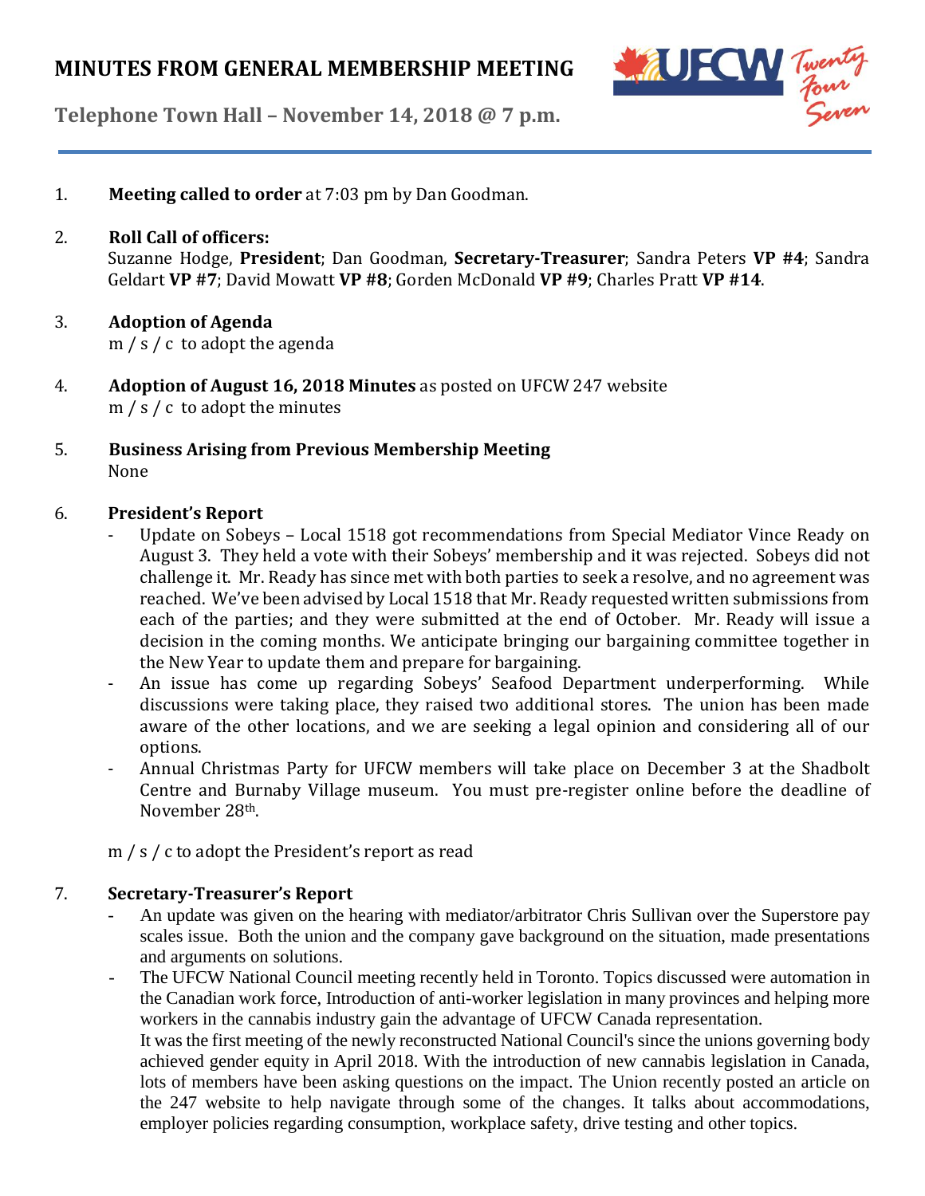# MINUTES FROM GENERAL MEMBERSHIP MEETING

**Telephone Town Hall – November 14, 2018 @ 7 p.m.**

1. **Meeting called to order** at 7:03 pm by Dan Goodman.

2. **Roll Call of officers:**
   Suzanne Hodge, **President**; Dan Goodman, **Secretary-Treasurer**; Sandra Peters **VP #4**; Sandra Geldart **VP #7**; David Mowatt **VP #8**; Gorden McDonald **VP #9**; Charles Pratt **VP #14**.

3. **Adoption of Agenda**
   m / s / c to adopt the agenda

4. **Adoption of August 16, 2018 Minutes** as posted on UFCW 247 website
   m / s / c to adopt the minutes

5. **Business Arising from Previous Membership Meeting**
   None

6. **President's Report**
   - Update on Sobeys – Local 1518 got recommendations from Special Mediator Vince Ready on August 3. They held a vote with their Sobeys' membership and it was rejected. Sobeys did not challenge it. Mr. Ready has since met with both parties to seek a resolve, and no agreement was reached. We've been advised by Local 1518 that Mr. Ready requested written submissions from each of the parties; and they were submitted at the end of October. Mr. Ready will issue a decision in the coming months. We anticipate bringing our bargaining committee together in the New Year to update them and prepare for bargaining.
   - An issue has come up regarding Sobeys' Seafood Department underperforming. While discussions were taking place, they raised two additional stores. The union has been made aware of the other locations, and we are seeking a legal opinion and considering all of our options.
   - Annual Christmas Party for UFCW members will take place on December 3 at the Shadbolt Centre and Burnaby Village museum. You must pre-register online before the deadline of November 28th.

   m / s / c to adopt the President's report as read

7. **Secretary-Treasurer's Report**
   - An update was given on the hearing with mediator/arbitrator Chris Sullivan over the Superstore pay scales issue. Both the union and the company gave background on the situation, made presentations and arguments on solutions.
   - The UFCW National Council meeting recently held in Toronto. Topics discussed were automation in the Canadian work force, Introduction of anti-worker legislation in many provinces and helping more workers in the cannabis industry gain the advantage of UFCW Canada representation.
     It was the first meeting of the newly reconstructed National Council's since the unions governing body achieved gender equity in April 2018. With the introduction of new cannabis legislation in Canada, lots of members have been asking questions on the impact. The Union recently posted an article on the 247 website to help navigate through some of the changes. It talks about accommodations, employer policies regarding consumption, workplace safety, drive testing and other topics.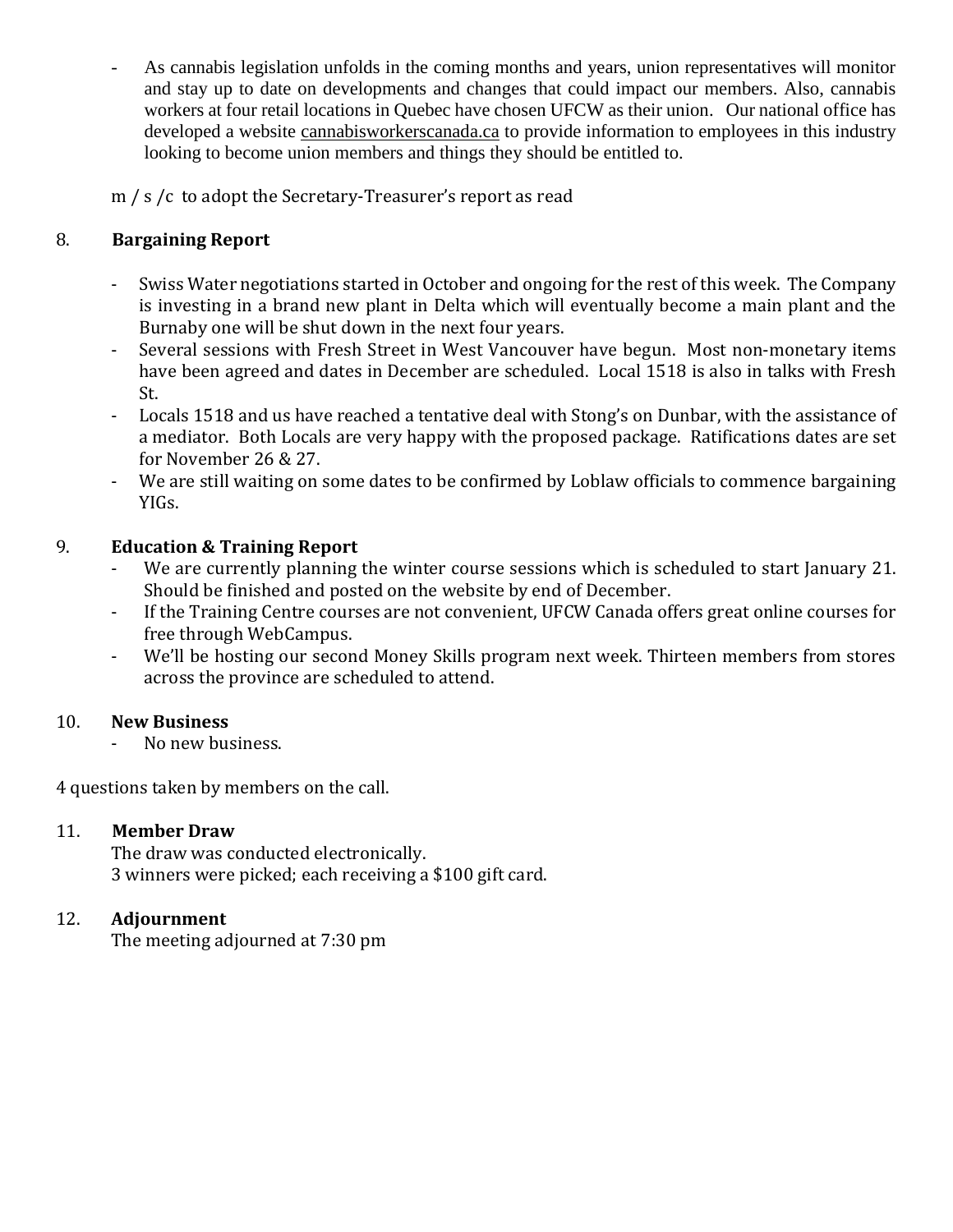- As cannabis legislation unfolds in the coming months and years, union representatives will monitor and stay up to date on developments and changes that could impact our members. Also, cannabis workers at four retail locations in Quebec have chosen UFCW as their union. Our national office has developed a website cannabisworkerscanada.ca to provide information to employees in this industry looking to become union members and things they should be entitled to.

m / s /c to adopt the Secretary-Treasurer's report as read

8. **Bargaining Report**

- Swiss Water negotiations started in October and ongoing for the rest of this week. The Company is investing in a brand new plant in Delta which will eventually become a main plant and the Burnaby one will be shut down in the next four years.
- Several sessions with Fresh Street in West Vancouver have begun. Most non-monetary items have been agreed and dates in December are scheduled. Local 1518 is also in talks with Fresh St.
- Locals 1518 and us have reached a tentative deal with Stong's on Dunbar, with the assistance of a mediator. Both Locals are very happy with the proposed package. Ratifications dates are set for November 26 & 27.
- We are still waiting on some dates to be confirmed by Loblaw officials to commence bargaining YIGs.

9. **Education & Training Report**

- We are currently planning the winter course sessions which is scheduled to start January 21. Should be finished and posted on the website by end of December.
- If the Training Centre courses are not convenient, UFCW Canada offers great online courses for free through WebCampus.
- We'll be hosting our second Money Skills program next week. Thirteen members from stores across the province are scheduled to attend.

10. **New Business**

- No new business.

4 questions taken by members on the call.

11. **Member Draw**

The draw was conducted electronically.
3 winners were picked; each receiving a $100 gift card.

12. **Adjournment**

The meeting adjourned at 7:30 pm